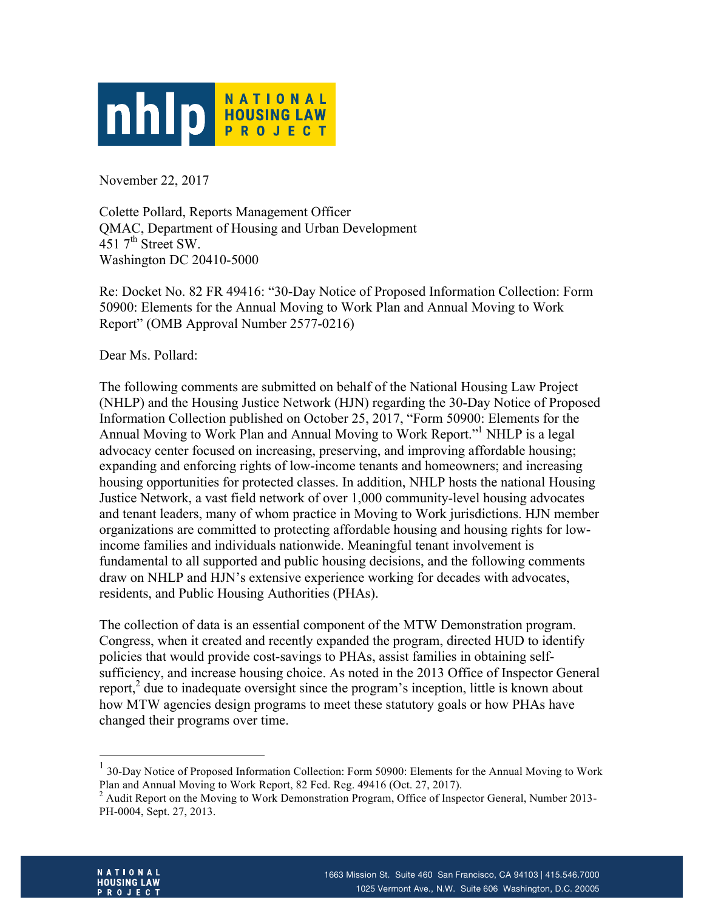November 22, 2017

Colette Pollard, Reports Management Officer
QMAC, Department of Housing and Urban Development
451 7th Street SW.
Washington DC 20410-5000

Re: Docket No. 82 FR 49416: "30-Day Notice of Proposed Information Collection: Form 50900: Elements for the Annual Moving to Work Plan and Annual Moving to Work Report" (OMB Approval Number 2577-0216)

Dear Ms. Pollard:

The following comments are submitted on behalf of the National Housing Law Project (NHLP) and the Housing Justice Network (HJN) regarding the 30-Day Notice of Proposed Information Collection published on October 25, 2017, "Form 50900: Elements for the Annual Moving to Work Plan and Annual Moving to Work Report."[1] NHLP is a legal advocacy center focused on increasing, preserving, and improving affordable housing; expanding and enforcing rights of low-income tenants and homeowners; and increasing housing opportunities for protected classes. In addition, NHLP hosts the national Housing Justice Network, a vast field network of over 1,000 community-level housing advocates and tenant leaders, many of whom practice in Moving to Work jurisdictions. HJN member organizations are committed to protecting affordable housing and housing rights for low-income families and individuals nationwide. Meaningful tenant involvement is fundamental to all supported and public housing decisions, and the following comments draw on NHLP and HJN's extensive experience working for decades with advocates, residents, and Public Housing Authorities (PHAs).

The collection of data is an essential component of the MTW Demonstration program. Congress, when it created and recently expanded the program, directed HUD to identify policies that would provide cost-savings to PHAs, assist families in obtaining self-sufficiency, and increase housing choice. As noted in the 2013 Office of Inspector General report,[2] due to inadequate oversight since the program's inception, little is known about how MTW agencies design programs to meet these statutory goals or how PHAs have changed their programs over time.

[1] 30-Day Notice of Proposed Information Collection: Form 50900: Elements for the Annual Moving to Work Plan and Annual Moving to Work Report, 82 Fed. Reg. 49416 (Oct. 27, 2017).

[2] Audit Report on the Moving to Work Demonstration Program, Office of Inspector General, Number 2013-PH-0004, Sept. 27, 2013.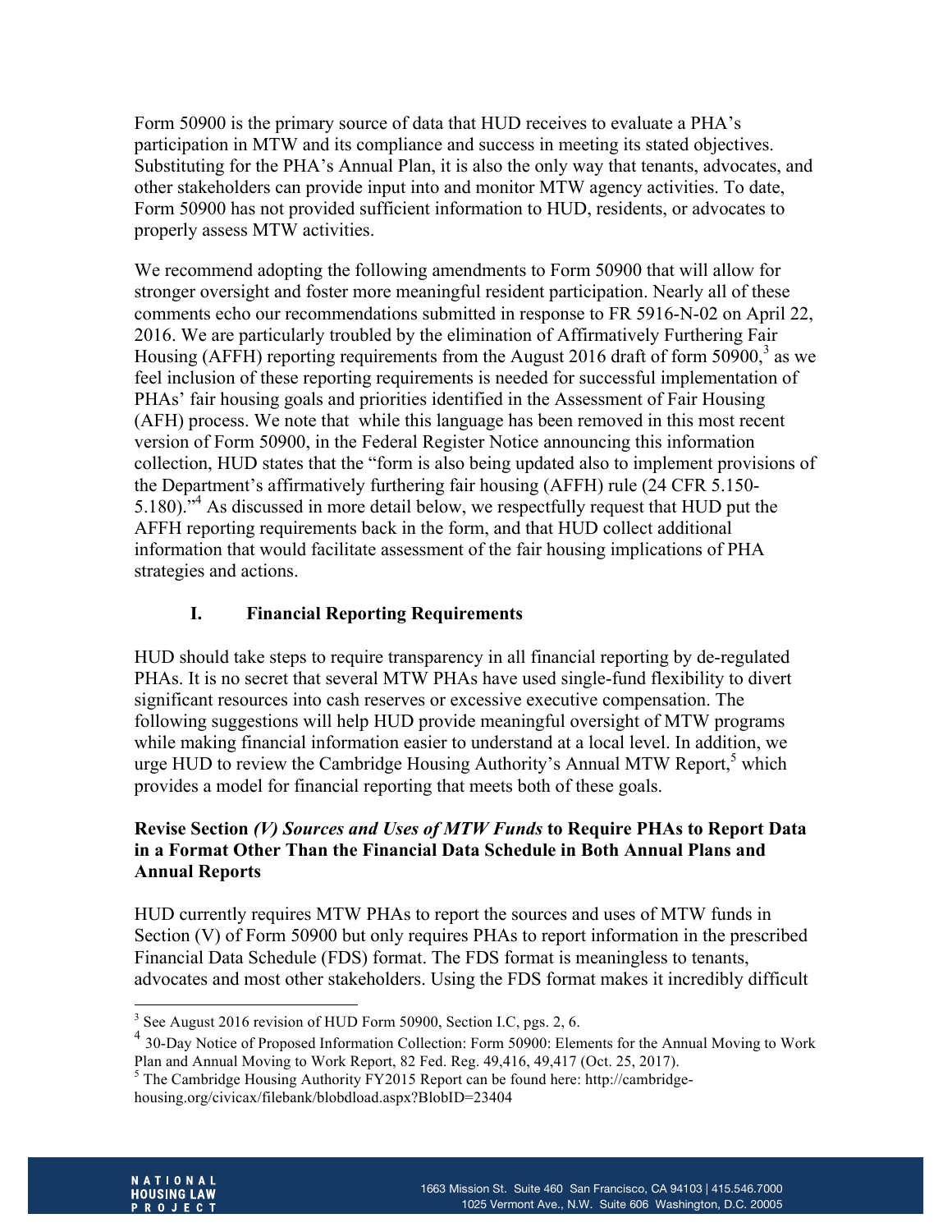Form 50900 is the primary source of data that HUD receives to evaluate a PHA's participation in MTW and its compliance and success in meeting its stated objectives. Substituting for the PHA's Annual Plan, it is also the only way that tenants, advocates, and other stakeholders can provide input into and monitor MTW agency activities. To date, Form 50900 has not provided sufficient information to HUD, residents, or advocates to properly assess MTW activities.

We recommend adopting the following amendments to Form 50900 that will allow for stronger oversight and foster more meaningful resident participation. Nearly all of these comments echo our recommendations submitted in response to FR 5916-N-02 on April 22, 2016. We are particularly troubled by the elimination of Affirmatively Furthering Fair Housing (AFFH) reporting requirements from the August 2016 draft of form 50900,[3] as we feel inclusion of these reporting requirements is needed for successful implementation of PHAs' fair housing goals and priorities identified in the Assessment of Fair Housing (AFH) process. We note that while this language has been removed in this most recent version of Form 50900, in the Federal Register Notice announcing this information collection, HUD states that the "form is also being updated also to implement provisions of the Department's affirmatively furthering fair housing (AFFH) rule (24 CFR 5.150-5.180)."[4] As discussed in more detail below, we respectfully request that HUD put the AFFH reporting requirements back in the form, and that HUD collect additional information that would facilitate assessment of the fair housing implications of PHA strategies and actions.

## I. Financial Reporting Requirements

HUD should take steps to require transparency in all financial reporting by de-regulated PHAs. It is no secret that several MTW PHAs have used single-fund flexibility to divert significant resources into cash reserves or excessive executive compensation. The following suggestions will help HUD provide meaningful oversight of MTW programs while making financial information easier to understand at a local level. In addition, we urge HUD to review the Cambridge Housing Authority's Annual MTW Report,[5] which provides a model for financial reporting that meets both of these goals.

### Revise Section *(V) Sources and Uses of MTW Funds* to Require PHAs to Report Data in a Format Other Than the Financial Data Schedule in Both Annual Plans and Annual Reports

HUD currently requires MTW PHAs to report the sources and uses of MTW funds in Section (V) of Form 50900 but only requires PHAs to report information in the prescribed Financial Data Schedule (FDS) format. The FDS format is meaningless to tenants, advocates and most other stakeholders. Using the FDS format makes it incredibly difficult

---

[3] See August 2016 revision of HUD Form 50900, Section I.C, pgs. 2, 6.

[4] 30-Day Notice of Proposed Information Collection: Form 50900: Elements for the Annual Moving to Work Plan and Annual Moving to Work Report, 82 Fed. Reg. 49,416, 49,417 (Oct. 25, 2017).

[5] The Cambridge Housing Authority FY2015 Report can be found here: http://cambridge-housing.org/civicax/filebank/blobdload.aspx?BlobID=23404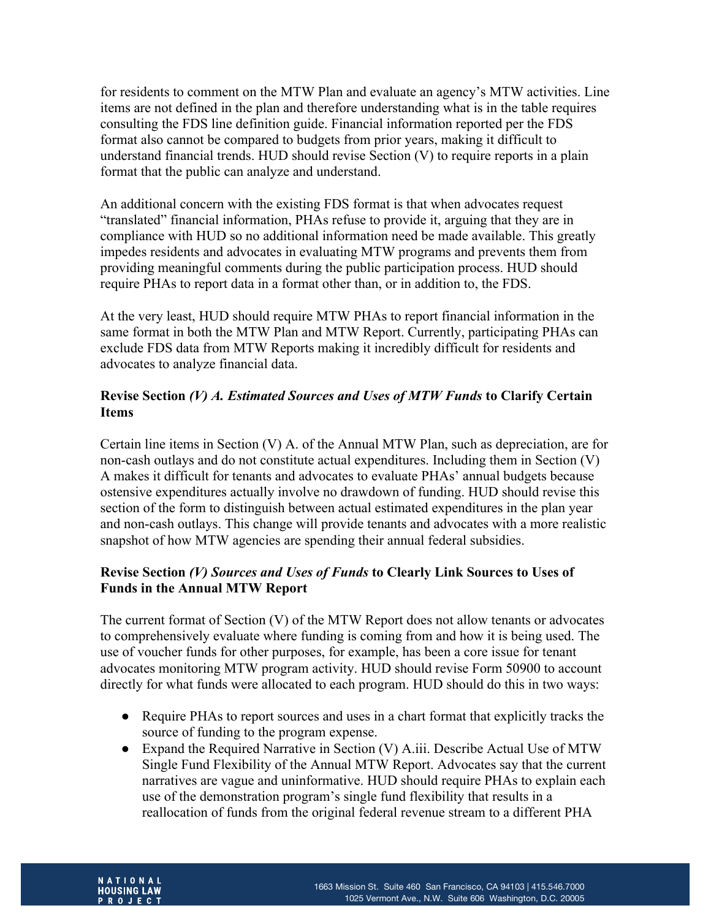for residents to comment on the MTW Plan and evaluate an agency's MTW activities. Line items are not defined in the plan and therefore understanding what is in the table requires consulting the FDS line definition guide. Financial information reported per the FDS format also cannot be compared to budgets from prior years, making it difficult to understand financial trends. HUD should revise Section (V) to require reports in a plain format that the public can analyze and understand.

An additional concern with the existing FDS format is that when advocates request "translated" financial information, PHAs refuse to provide it, arguing that they are in compliance with HUD so no additional information need be made available. This greatly impedes residents and advocates in evaluating MTW programs and prevents them from providing meaningful comments during the public participation process. HUD should require PHAs to report data in a format other than, or in addition to, the FDS.

At the very least, HUD should require MTW PHAs to report financial information in the same format in both the MTW Plan and MTW Report. Currently, participating PHAs can exclude FDS data from MTW Reports making it incredibly difficult for residents and advocates to analyze financial data.

### Revise Section *(V) A. Estimated Sources and Uses of MTW Funds* to Clarify Certain Items

Certain line items in Section (V) A. of the Annual MTW Plan, such as depreciation, are for non-cash outlays and do not constitute actual expenditures. Including them in Section (V) A makes it difficult for tenants and advocates to evaluate PHAs' annual budgets because ostensive expenditures actually involve no drawdown of funding. HUD should revise this section of the form to distinguish between actual estimated expenditures in the plan year and non-cash outlays. This change will provide tenants and advocates with a more realistic snapshot of how MTW agencies are spending their annual federal subsidies.

### Revise Section *(V) Sources and Uses of Funds* to Clearly Link Sources to Uses of Funds in the Annual MTW Report

The current format of Section (V) of the MTW Report does not allow tenants or advocates to comprehensively evaluate where funding is coming from and how it is being used. The use of voucher funds for other purposes, for example, has been a core issue for tenant advocates monitoring MTW program activity. HUD should revise Form 50900 to account directly for what funds were allocated to each program. HUD should do this in two ways:

- Require PHAs to report sources and uses in a chart format that explicitly tracks the source of funding to the program expense.
- Expand the Required Narrative in Section (V) A.iii. Describe Actual Use of MTW Single Fund Flexibility of the Annual MTW Report. Advocates say that the current narratives are vague and uninformative. HUD should require PHAs to explain each use of the demonstration program's single fund flexibility that results in a reallocation of funds from the original federal revenue stream to a different PHA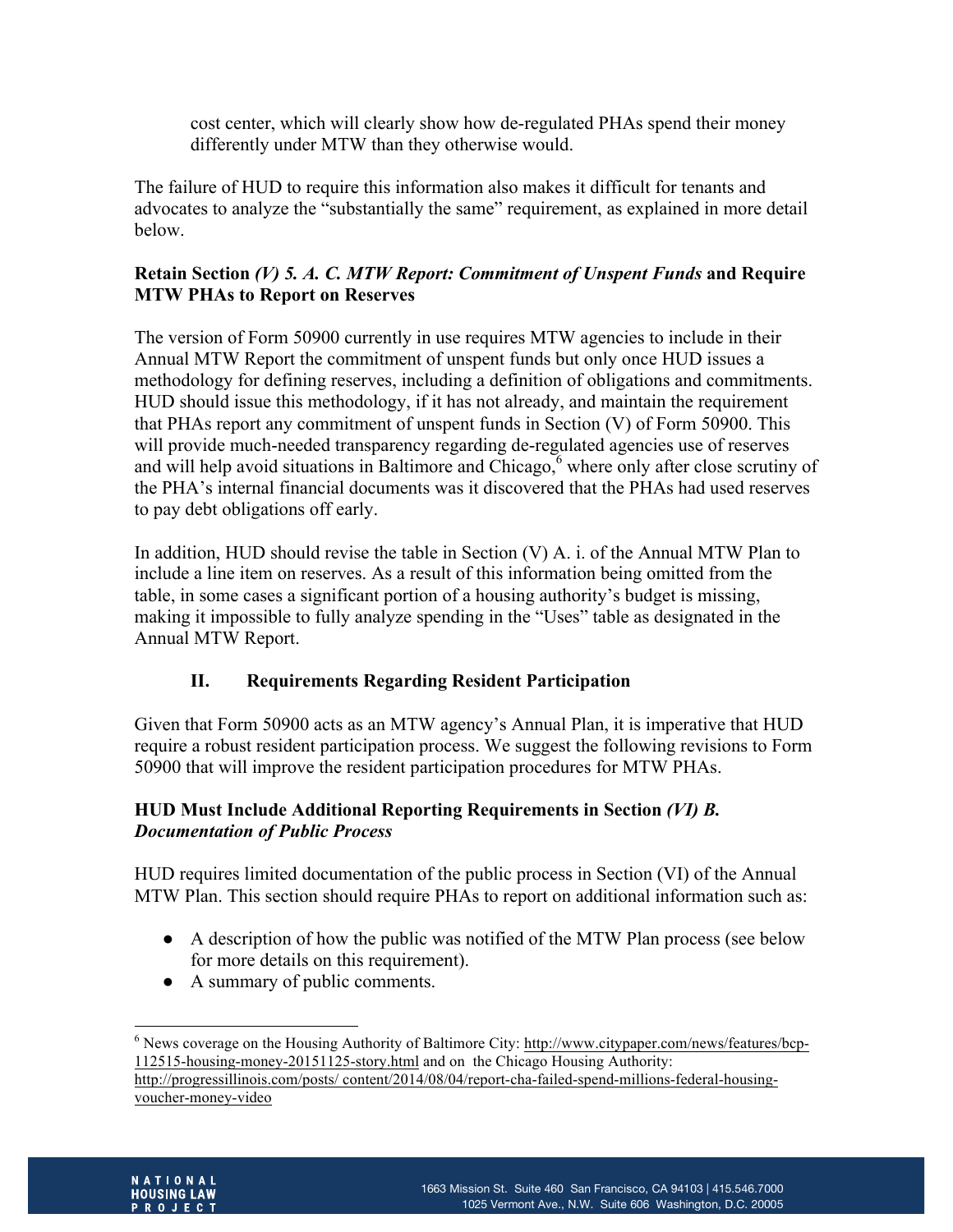cost center, which will clearly show how de-regulated PHAs spend their money differently under MTW than they otherwise would.

The failure of HUD to require this information also makes it difficult for tenants and advocates to analyze the "substantially the same" requirement, as explained in more detail below.

**Retain Section *(V) 5. A. C. MTW Report: Commitment of Unspent Funds* and Require MTW PHAs to Report on Reserves**

The version of Form 50900 currently in use requires MTW agencies to include in their Annual MTW Report the commitment of unspent funds but only once HUD issues a methodology for defining reserves, including a definition of obligations and commitments. HUD should issue this methodology, if it has not already, and maintain the requirement that PHAs report any commitment of unspent funds in Section (V) of Form 50900. This will provide much-needed transparency regarding de-regulated agencies use of reserves and will help avoid situations in Baltimore and Chicago,[6] where only after close scrutiny of the PHA's internal financial documents was it discovered that the PHAs had used reserves to pay debt obligations off early.

In addition, HUD should revise the table in Section (V) A. i. of the Annual MTW Plan to include a line item on reserves. As a result of this information being omitted from the table, in some cases a significant portion of a housing authority's budget is missing, making it impossible to fully analyze spending in the "Uses" table as designated in the Annual MTW Report.

## II. Requirements Regarding Resident Participation

Given that Form 50900 acts as an MTW agency's Annual Plan, it is imperative that HUD require a robust resident participation process. We suggest the following revisions to Form 50900 that will improve the resident participation procedures for MTW PHAs.

**HUD Must Include Additional Reporting Requirements in Section *(VI) B. Documentation of Public Process***

HUD requires limited documentation of the public process in Section (VI) of the Annual MTW Plan. This section should require PHAs to report on additional information such as:

- A description of how the public was notified of the MTW Plan process (see below for more details on this requirement).
- A summary of public comments.

[6] News coverage on the Housing Authority of Baltimore City: http://www.citypaper.com/news/features/bcp-112515-housing-money-20151125-story.html and on the Chicago Housing Authority: http://progressillinois.com/posts/ content/2014/08/04/report-cha-failed-spend-millions-federal-housing-voucher-money-video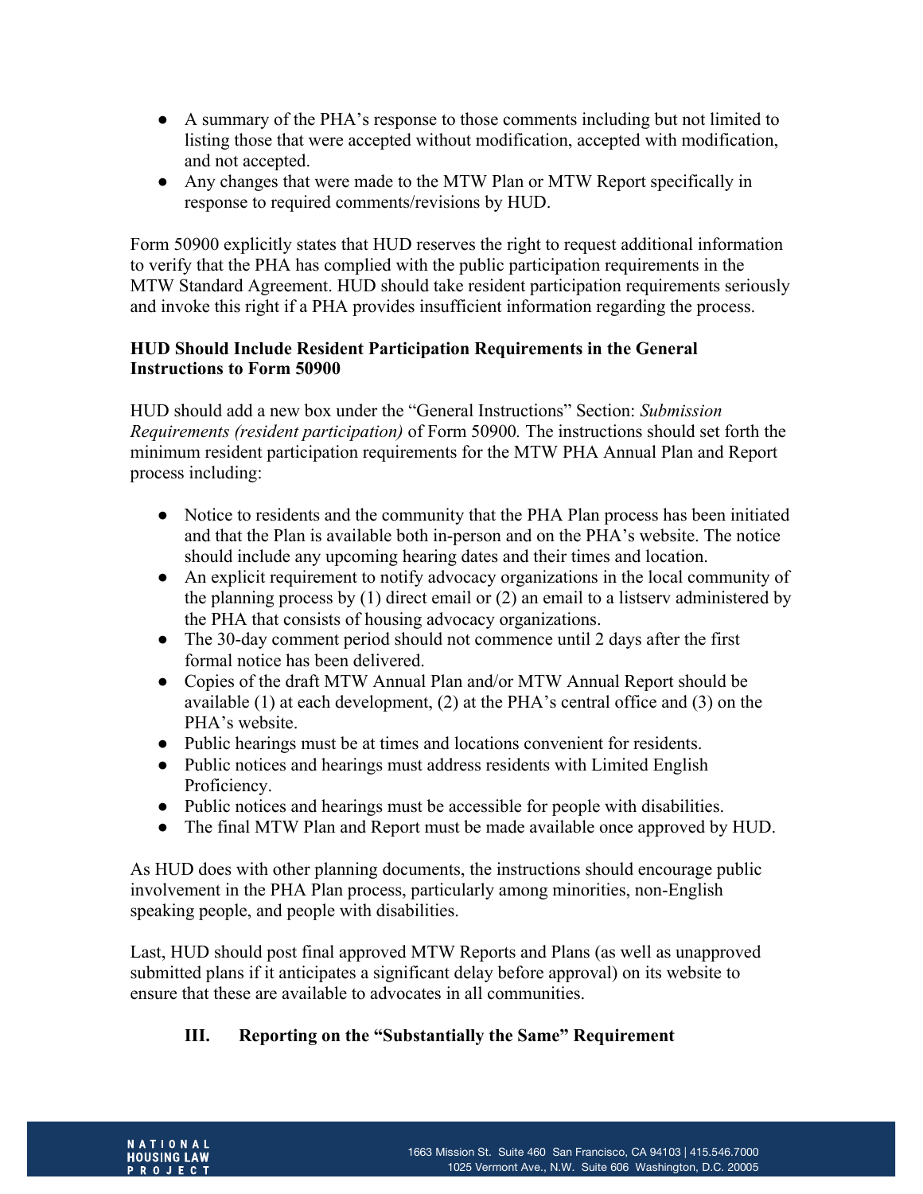- A summary of the PHA's response to those comments including but not limited to listing those that were accepted without modification, accepted with modification, and not accepted.
- Any changes that were made to the MTW Plan or MTW Report specifically in response to required comments/revisions by HUD.

Form 50900 explicitly states that HUD reserves the right to request additional information to verify that the PHA has complied with the public participation requirements in the MTW Standard Agreement. HUD should take resident participation requirements seriously and invoke this right if a PHA provides insufficient information regarding the process.

**HUD Should Include Resident Participation Requirements in the General Instructions to Form 50900**

HUD should add a new box under the "General Instructions" Section: *Submission Requirements (resident participation)* of Form 50900*.* The instructions should set forth the minimum resident participation requirements for the MTW PHA Annual Plan and Report process including:

- Notice to residents and the community that the PHA Plan process has been initiated and that the Plan is available both in-person and on the PHA's website. The notice should include any upcoming hearing dates and their times and location.
- An explicit requirement to notify advocacy organizations in the local community of the planning process by (1) direct email or (2) an email to a listserv administered by the PHA that consists of housing advocacy organizations.
- The 30-day comment period should not commence until 2 days after the first formal notice has been delivered.
- Copies of the draft MTW Annual Plan and/or MTW Annual Report should be available (1) at each development, (2) at the PHA's central office and (3) on the PHA's website.
- Public hearings must be at times and locations convenient for residents.
- Public notices and hearings must address residents with Limited English Proficiency.
- Public notices and hearings must be accessible for people with disabilities.
- The final MTW Plan and Report must be made available once approved by HUD.

As HUD does with other planning documents, the instructions should encourage public involvement in the PHA Plan process, particularly among minorities, non-English speaking people, and people with disabilities.

Last, HUD should post final approved MTW Reports and Plans (as well as unapproved submitted plans if it anticipates a significant delay before approval) on its website to ensure that these are available to advocates in all communities.

## III. Reporting on the "Substantially the Same" Requirement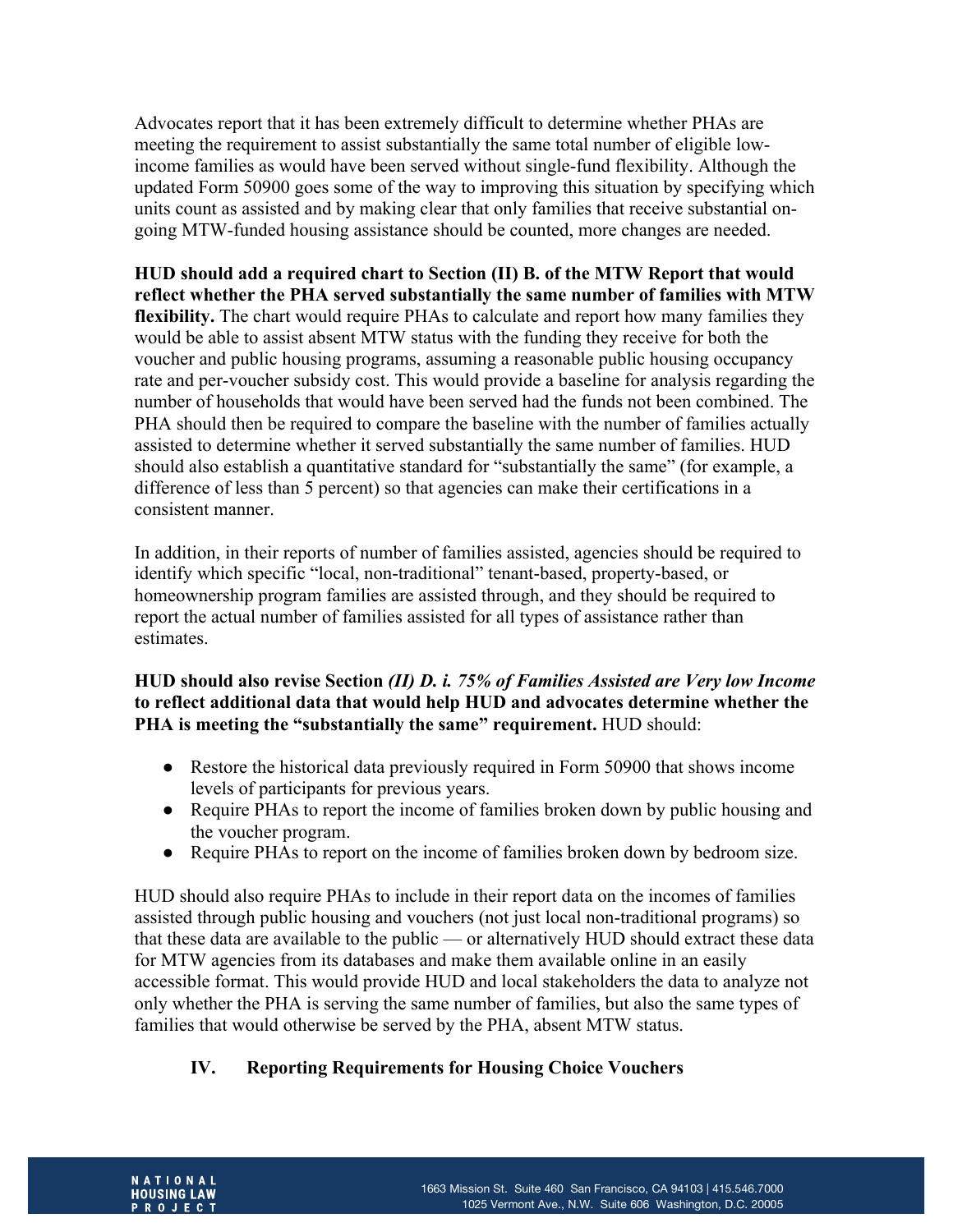Advocates report that it has been extremely difficult to determine whether PHAs are meeting the requirement to assist substantially the same total number of eligible low-income families as would have been served without single-fund flexibility. Although the updated Form 50900 goes some of the way to improving this situation by specifying which units count as assisted and by making clear that only families that receive substantial on-going MTW-funded housing assistance should be counted, more changes are needed.

**HUD should add a required chart to Section (II) B. of the MTW Report that would reflect whether the PHA served substantially the same number of families with MTW flexibility.** The chart would require PHAs to calculate and report how many families they would be able to assist absent MTW status with the funding they receive for both the voucher and public housing programs, assuming a reasonable public housing occupancy rate and per-voucher subsidy cost. This would provide a baseline for analysis regarding the number of households that would have been served had the funds not been combined. The PHA should then be required to compare the baseline with the number of families actually assisted to determine whether it served substantially the same number of families. HUD should also establish a quantitative standard for "substantially the same" (for example, a difference of less than 5 percent) so that agencies can make their certifications in a consistent manner.

In addition, in their reports of number of families assisted, agencies should be required to identify which specific "local, non-traditional" tenant-based, property-based, or homeownership program families are assisted through, and they should be required to report the actual number of families assisted for all types of assistance rather than estimates.

**HUD should also revise Section *(II) D. i. 75% of Families Assisted are Very low Income* to reflect additional data that would help HUD and advocates determine whether the PHA is meeting the "substantially the same" requirement.** HUD should:

- Restore the historical data previously required in Form 50900 that shows income levels of participants for previous years.
- Require PHAs to report the income of families broken down by public housing and the voucher program.
- Require PHAs to report on the income of families broken down by bedroom size.

HUD should also require PHAs to include in their report data on the incomes of families assisted through public housing and vouchers (not just local non-traditional programs) so that these data are available to the public — or alternatively HUD should extract these data for MTW agencies from its databases and make them available online in an easily accessible format. This would provide HUD and local stakeholders the data to analyze not only whether the PHA is serving the same number of families, but also the same types of families that would otherwise be served by the PHA, absent MTW status.

## IV. Reporting Requirements for Housing Choice Vouchers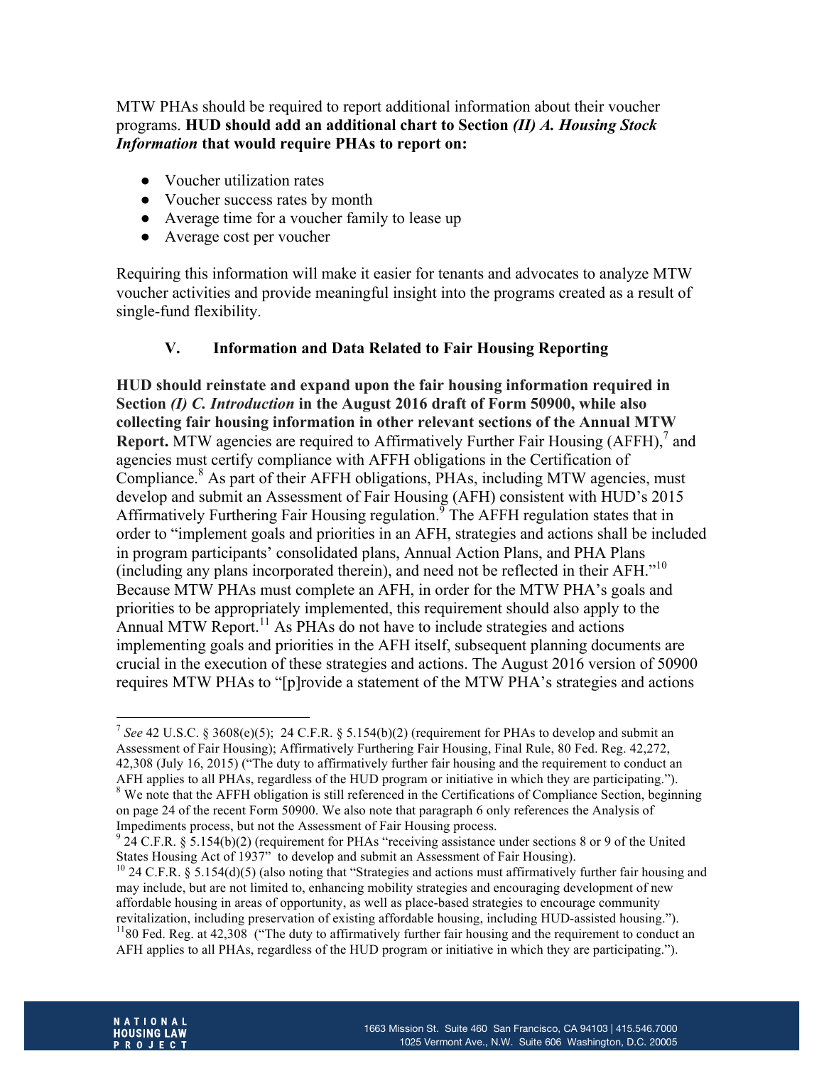MTW PHAs should be required to report additional information about their voucher programs. **HUD should add an additional chart to Section *(II) A. Housing Stock Information* that would require PHAs to report on:**

- Voucher utilization rates
- Voucher success rates by month
- Average time for a voucher family to lease up
- Average cost per voucher

Requiring this information will make it easier for tenants and advocates to analyze MTW voucher activities and provide meaningful insight into the programs created as a result of single-fund flexibility.

## V. Information and Data Related to Fair Housing Reporting

**HUD should reinstate and expand upon the fair housing information required in Section *(I) C. Introduction* in the August 2016 draft of Form 50900, while also collecting fair housing information in other relevant sections of the Annual MTW Report.** MTW agencies are required to Affirmatively Further Fair Housing (AFFH),[7] and agencies must certify compliance with AFFH obligations in the Certification of Compliance.[8] As part of their AFFH obligations, PHAs, including MTW agencies, must develop and submit an Assessment of Fair Housing (AFH) consistent with HUD's 2015 Affirmatively Furthering Fair Housing regulation.[9] The AFFH regulation states that in order to "implement goals and priorities in an AFH, strategies and actions shall be included in program participants' consolidated plans, Annual Action Plans, and PHA Plans (including any plans incorporated therein), and need not be reflected in their AFH."[10] Because MTW PHAs must complete an AFH, in order for the MTW PHA's goals and priorities to be appropriately implemented, this requirement should also apply to the Annual MTW Report.[11] As PHAs do not have to include strategies and actions implementing goals and priorities in the AFH itself, subsequent planning documents are crucial in the execution of these strategies and actions. The August 2016 version of 50900 requires MTW PHAs to "[p]rovide a statement of the MTW PHA's strategies and actions

---

[7] *See* 42 U.S.C. § 3608(e)(5); 24 C.F.R. § 5.154(b)(2) (requirement for PHAs to develop and submit an Assessment of Fair Housing); Affirmatively Furthering Fair Housing, Final Rule, 80 Fed. Reg. 42,272, 42,308 (July 16, 2015) ("The duty to affirmatively further fair housing and the requirement to conduct an AFH applies to all PHAs, regardless of the HUD program or initiative in which they are participating.").

[8] We note that the AFFH obligation is still referenced in the Certifications of Compliance Section, beginning on page 24 of the recent Form 50900. We also note that paragraph 6 only references the Analysis of Impediments process, but not the Assessment of Fair Housing process.

[9] 24 C.F.R. § 5.154(b)(2) (requirement for PHAs "receiving assistance under sections 8 or 9 of the United States Housing Act of 1937" to develop and submit an Assessment of Fair Housing).

[10] 24 C.F.R. § 5.154(d)(5) (also noting that "Strategies and actions must affirmatively further fair housing and may include, but are not limited to, enhancing mobility strategies and encouraging development of new affordable housing in areas of opportunity, as well as place-based strategies to encourage community revitalization, including preservation of existing affordable housing, including HUD-assisted housing.").

[11] 80 Fed. Reg. at 42,308 ("The duty to affirmatively further fair housing and the requirement to conduct an AFH applies to all PHAs, regardless of the HUD program or initiative in which they are participating.").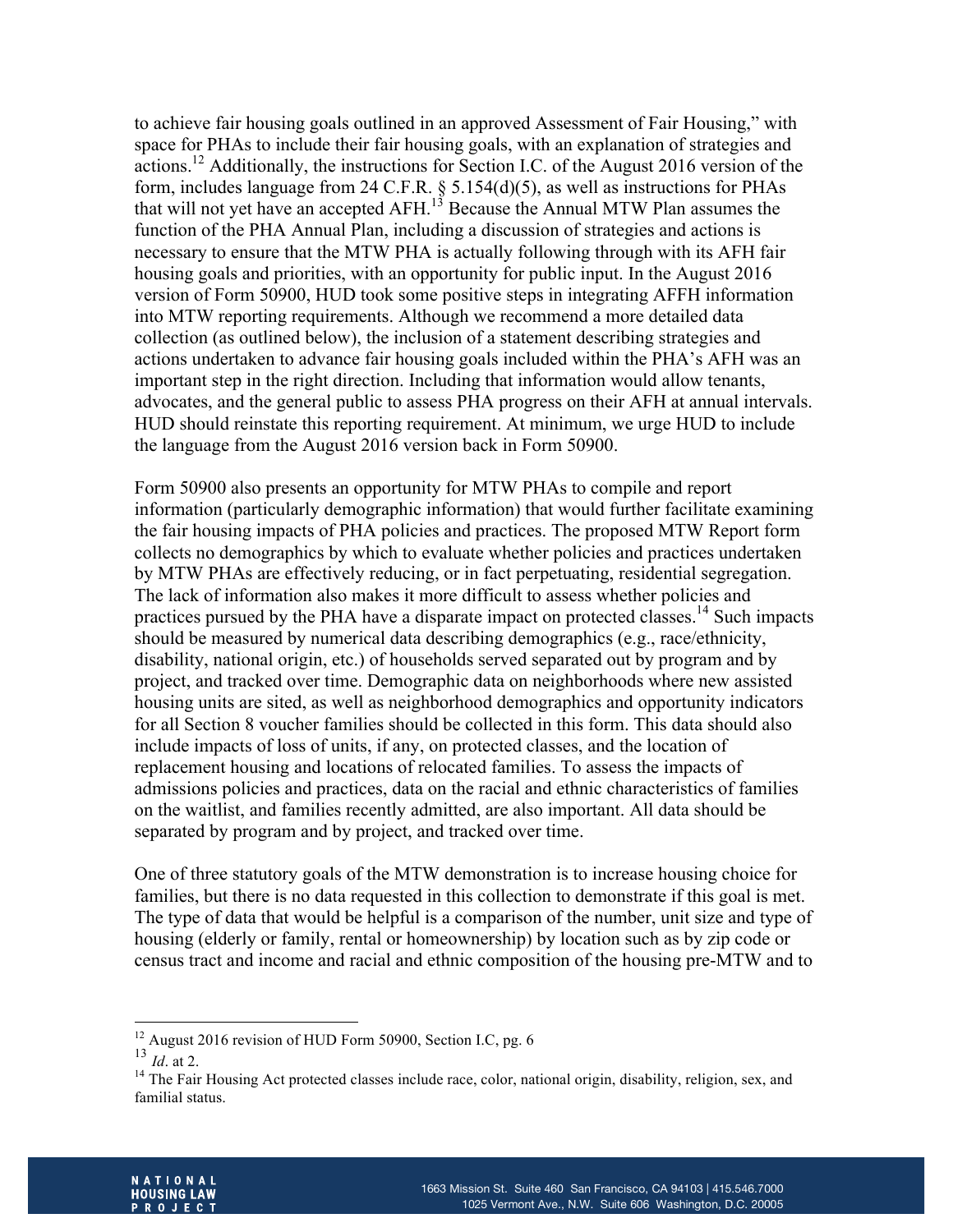to achieve fair housing goals outlined in an approved Assessment of Fair Housing," with space for PHAs to include their fair housing goals, with an explanation of strategies and actions.[12] Additionally, the instructions for Section I.C. of the August 2016 version of the form, includes language from 24 C.F.R. § 5.154(d)(5), as well as instructions for PHAs that will not yet have an accepted AFH.[13] Because the Annual MTW Plan assumes the function of the PHA Annual Plan, including a discussion of strategies and actions is necessary to ensure that the MTW PHA is actually following through with its AFH fair housing goals and priorities, with an opportunity for public input. In the August 2016 version of Form 50900, HUD took some positive steps in integrating AFFH information into MTW reporting requirements. Although we recommend a more detailed data collection (as outlined below), the inclusion of a statement describing strategies and actions undertaken to advance fair housing goals included within the PHA's AFH was an important step in the right direction. Including that information would allow tenants, advocates, and the general public to assess PHA progress on their AFH at annual intervals. HUD should reinstate this reporting requirement. At minimum, we urge HUD to include the language from the August 2016 version back in Form 50900.

Form 50900 also presents an opportunity for MTW PHAs to compile and report information (particularly demographic information) that would further facilitate examining the fair housing impacts of PHA policies and practices. The proposed MTW Report form collects no demographics by which to evaluate whether policies and practices undertaken by MTW PHAs are effectively reducing, or in fact perpetuating, residential segregation. The lack of information also makes it more difficult to assess whether policies and practices pursued by the PHA have a disparate impact on protected classes.[14] Such impacts should be measured by numerical data describing demographics (e.g., race/ethnicity, disability, national origin, etc.) of households served separated out by program and by project, and tracked over time. Demographic data on neighborhoods where new assisted housing units are sited, as well as neighborhood demographics and opportunity indicators for all Section 8 voucher families should be collected in this form. This data should also include impacts of loss of units, if any, on protected classes, and the location of replacement housing and locations of relocated families. To assess the impacts of admissions policies and practices, data on the racial and ethnic characteristics of families on the waitlist, and families recently admitted, are also important. All data should be separated by program and by project, and tracked over time.

One of three statutory goals of the MTW demonstration is to increase housing choice for families, but there is no data requested in this collection to demonstrate if this goal is met. The type of data that would be helpful is a comparison of the number, unit size and type of housing (elderly or family, rental or homeownership) by location such as by zip code or census tract and income and racial and ethnic composition of the housing pre-MTW and to

---

[12] August 2016 revision of HUD Form 50900, Section I.C, pg. 6

[13] *Id*. at 2.

[14] The Fair Housing Act protected classes include race, color, national origin, disability, religion, sex, and familial status.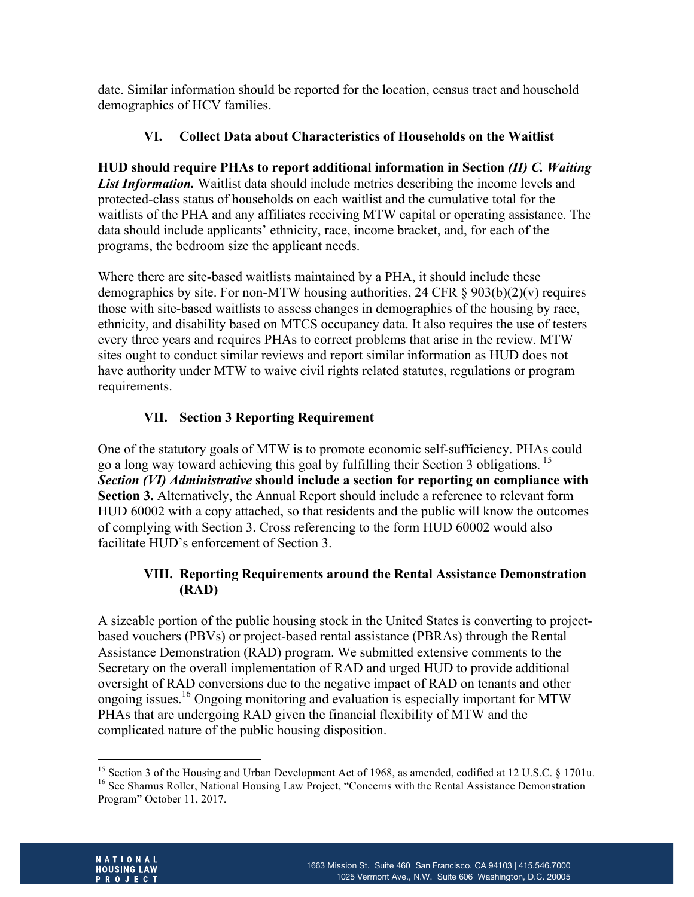date. Similar information should be reported for the location, census tract and household demographics of HCV families.

## VI. Collect Data about Characteristics of Households on the Waitlist

**HUD should require PHAs to report additional information in Section *(II) C. Waiting List Information.*** Waitlist data should include metrics describing the income levels and protected-class status of households on each waitlist and the cumulative total for the waitlists of the PHA and any affiliates receiving MTW capital or operating assistance. The data should include applicants' ethnicity, race, income bracket, and, for each of the programs, the bedroom size the applicant needs.

Where there are site-based waitlists maintained by a PHA, it should include these demographics by site. For non-MTW housing authorities, 24 CFR § 903(b)(2)(v) requires those with site-based waitlists to assess changes in demographics of the housing by race, ethnicity, and disability based on MTCS occupancy data. It also requires the use of testers every three years and requires PHAs to correct problems that arise in the review. MTW sites ought to conduct similar reviews and report similar information as HUD does not have authority under MTW to waive civil rights related statutes, regulations or program requirements.

## VII. Section 3 Reporting Requirement

One of the statutory goals of MTW is to promote economic self-sufficiency. PHAs could go a long way toward achieving this goal by fulfilling their Section 3 obligations.[15] ***Section (VI) Administrative* should include a section for reporting on compliance with Section 3.** Alternatively, the Annual Report should include a reference to relevant form HUD 60002 with a copy attached, so that residents and the public will know the outcomes of complying with Section 3. Cross referencing to the form HUD 60002 would also facilitate HUD's enforcement of Section 3.

## VIII. Reporting Requirements around the Rental Assistance Demonstration (RAD)

A sizeable portion of the public housing stock in the United States is converting to project-based vouchers (PBVs) or project-based rental assistance (PBRAs) through the Rental Assistance Demonstration (RAD) program. We submitted extensive comments to the Secretary on the overall implementation of RAD and urged HUD to provide additional oversight of RAD conversions due to the negative impact of RAD on tenants and other ongoing issues.[16] Ongoing monitoring and evaluation is especially important for MTW PHAs that are undergoing RAD given the financial flexibility of MTW and the complicated nature of the public housing disposition.

[15] Section 3 of the Housing and Urban Development Act of 1968, as amended, codified at 12 U.S.C. § 1701u.

[16] See Shamus Roller, National Housing Law Project, "Concerns with the Rental Assistance Demonstration Program" October 11, 2017.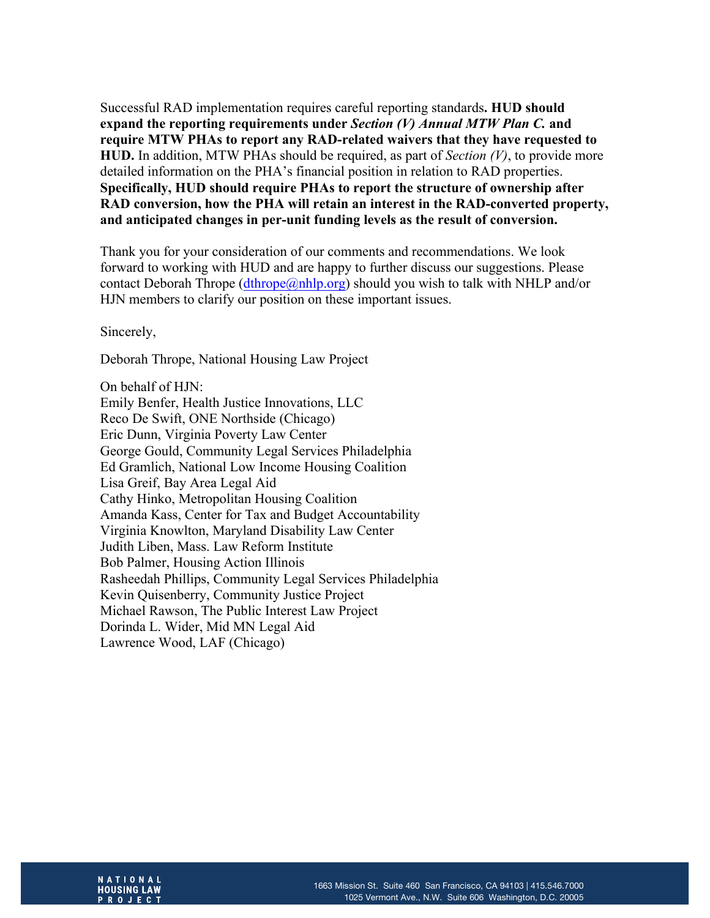Successful RAD implementation requires careful reporting standards**. HUD should expand the reporting requirements under *Section (V) Annual MTW Plan C.* and require MTW PHAs to report any RAD-related waivers that they have requested to HUD.** In addition, MTW PHAs should be required, as part of *Section (V)*, to provide more detailed information on the PHA's financial position in relation to RAD properties. **Specifically, HUD should require PHAs to report the structure of ownership after RAD conversion, how the PHA will retain an interest in the RAD-converted property, and anticipated changes in per-unit funding levels as the result of conversion.**

Thank you for your consideration of our comments and recommendations. We look forward to working with HUD and are happy to further discuss our suggestions. Please contact Deborah Thrope (dthrope@nhlp.org) should you wish to talk with NHLP and/or HJN members to clarify our position on these important issues.

Sincerely,

Deborah Thrope, National Housing Law Project

On behalf of HJN:
Emily Benfer, Health Justice Innovations, LLC
Reco De Swift, ONE Northside (Chicago)
Eric Dunn, Virginia Poverty Law Center
George Gould, Community Legal Services Philadelphia
Ed Gramlich, National Low Income Housing Coalition
Lisa Greif, Bay Area Legal Aid
Cathy Hinko, Metropolitan Housing Coalition
Amanda Kass, Center for Tax and Budget Accountability
Virginia Knowlton, Maryland Disability Law Center
Judith Liben, Mass. Law Reform Institute
Bob Palmer, Housing Action Illinois
Rasheedah Phillips, Community Legal Services Philadelphia
Kevin Quisenberry, Community Justice Project
Michael Rawson, The Public Interest Law Project
Dorinda L. Wider, Mid MN Legal Aid
Lawrence Wood, LAF (Chicago)